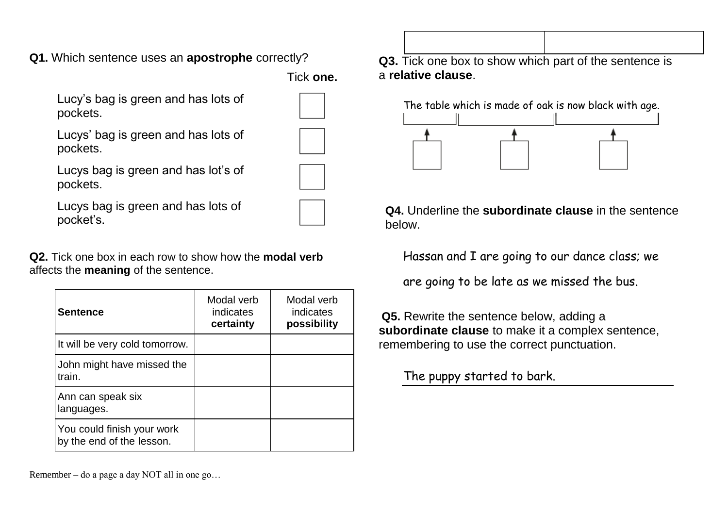**Q1.** Which sentence uses an **apostrophe** correctly?

Tick **one.**

- Lucy's bag is green and has lots of pockets. ☐
- Lucys' bag is green and has lots of pockets. ☐
- Lucys bag is green and has lot's of pockets. ☐
- Lucys bag is green and has lots of pocket's. ☐

**Q2.** Tick one box in each row to show how the **modal verb** affects the **meaning** of the sentence.

| **Sentence** | Modal verb indicates **certainty** | Modal verb indicates **possibility** |
| --- | --- | --- |
| It will be very cold tomorrow. | | |
| John might have missed the train. | | |
| Ann can speak six languages. | | |
| You could finish your work by the end of the lesson. | | |

Remember – do a page a day NOT all in one go…

| | | |
| --- | --- | --- |

**Q3.** Tick one box to show which part of the sentence is a **relative clause**.

The table which is made of oak is now black with age.

| The table | which is made of oak | is now black with age. |
| --- | --- | --- |
| ☐ | ☐ | ☐ |

**Q4.** Underline the **subordinate clause** in the sentence below.

Hassan and I are going to our dance class; we are going to be late as we missed the bus.

**Q5.** Rewrite the sentence below, adding a **subordinate clause** to make it a complex sentence, remembering to use the correct punctuation.

The puppy started to bark.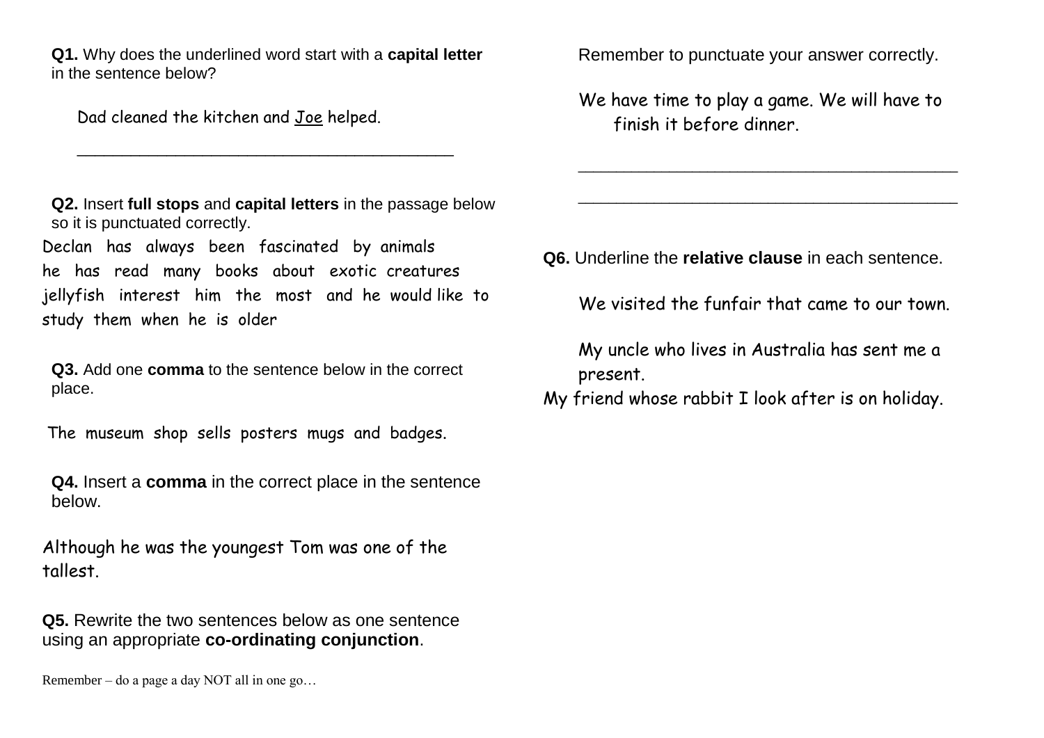**Q1.** Why does the underlined word start with a **capital letter** in the sentence below?

Dad cleaned the kitchen and <u>Joe</u> helped.

_______________________________________________

**Q2.** Insert **full stops** and **capital letters** in the passage below so it is punctuated correctly.

Declan has always been fascinated by animals he has read many books about exotic creatures jellyfish interest him the most and he would like to study them when he is older

**Q3.** Add one **comma** to the sentence below in the correct place.

The museum shop sells posters mugs and badges.

**Q4.** Insert a **comma** in the correct place in the sentence below.

Although he was the youngest Tom was one of the tallest.

**Q5.** Rewrite the two sentences below as one sentence using an appropriate **co-ordinating conjunction**.

Remember to punctuate your answer correctly.

We have time to play a game. We will have to finish it before dinner.

_______________________________________________

_______________________________________________

**Q6.** Underline the **relative clause** in each sentence.

We visited the funfair that came to our town.

My uncle who lives in Australia has sent me a present.

My friend whose rabbit I look after is on holiday.

Remember – do a page a day NOT all in one go…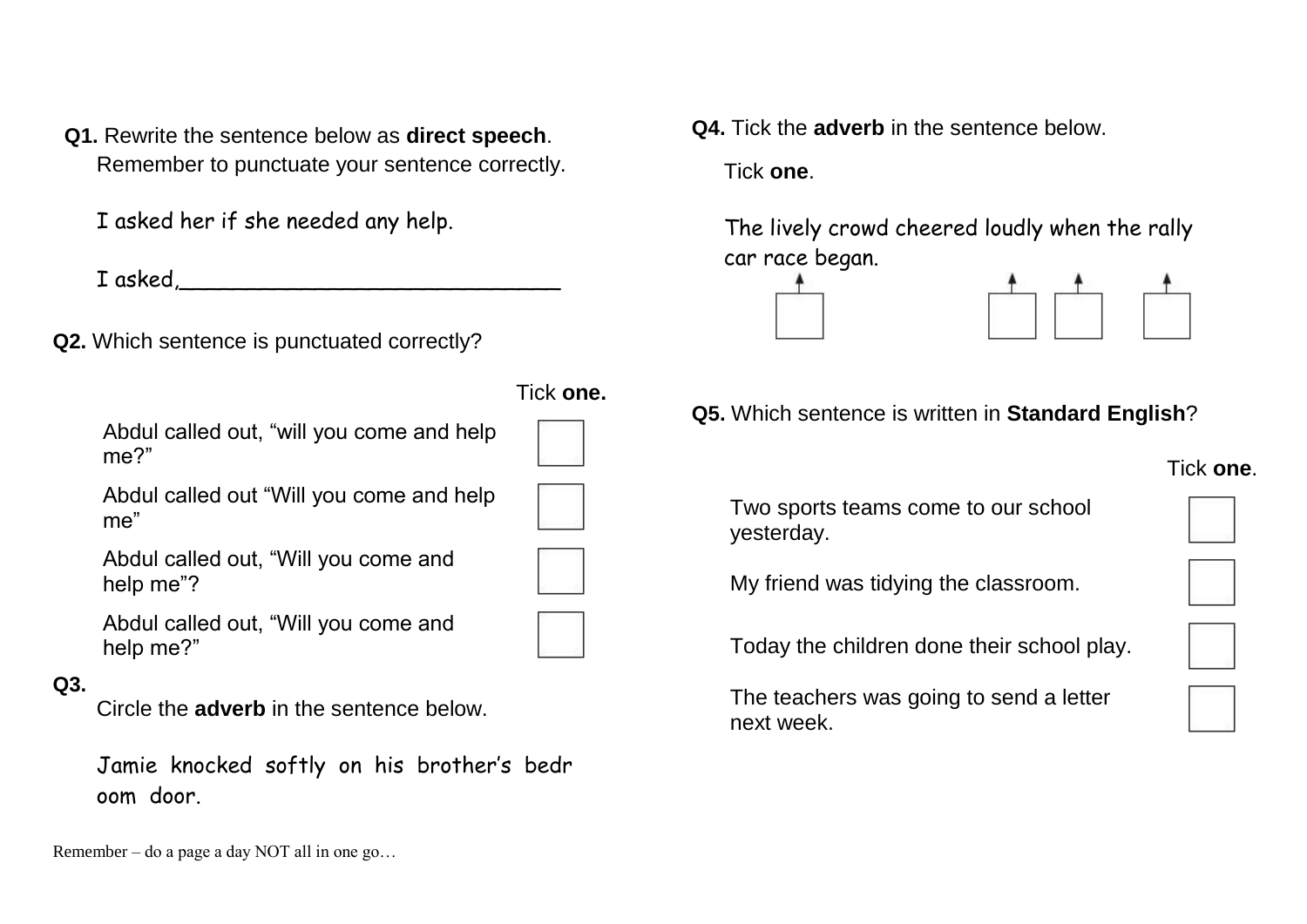**Q1.** Rewrite the sentence below as **direct speech**. Remember to punctuate your sentence correctly.

I asked her if she needed any help.

I asked,_______________________________

**Q2.** Which sentence is punctuated correctly?

| | Tick **one.** |
|---|---|
| Abdul called out, “will you come and help me?” | ☐ |
| Abdul called out “Will you come and help me” | ☐ |
| Abdul called out, “Will you come and help me”? | ☐ |
| Abdul called out, “Will you come and help me?” | ☐ |

**Q3.** Circle the **adverb** in the sentence below.

Jamie knocked softly on his brother’s bedr oom door.

Remember – do a page a day NOT all in one go…

**Q4.** Tick the **adverb** in the sentence below.

Tick **one**.

The lively crowd cheered loudly when the rally car race began.

(Tick boxes under: lively, cheered, loudly, when)

**Q5.** Which sentence is written in **Standard English**?

| | Tick **one**. |
|---|---|
| Two sports teams come to our school yesterday. | ☐ |
| My friend was tidying the classroom. | ☐ |
| Today the children done their school play. | ☐ |
| The teachers was going to send a letter next week. | ☐ |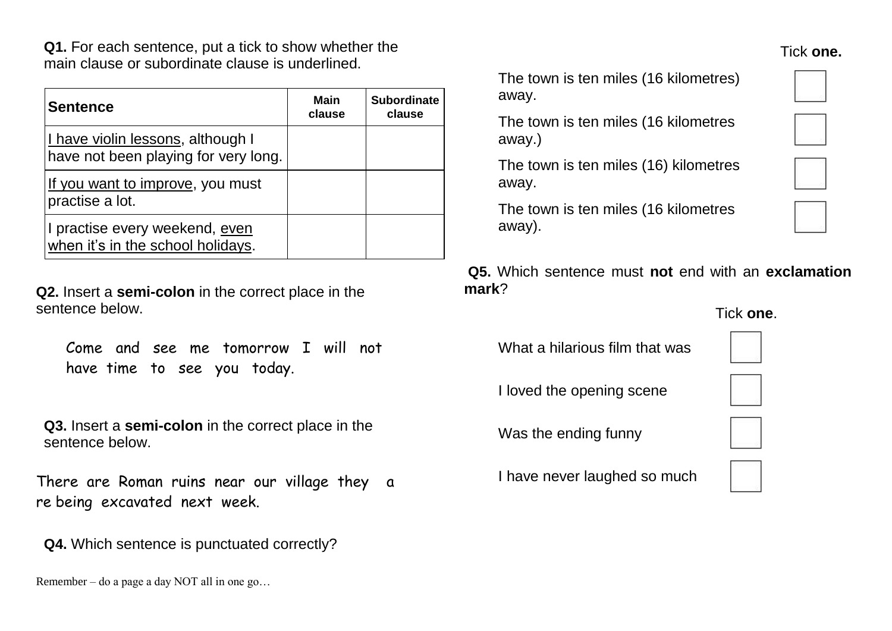**Q1.** For each sentence, put a tick to show whether the main clause or subordinate clause is underlined.

| Sentence | Main clause | Subordinate clause |
|---|---|---|
| <u>I have violin lessons</u>, although I have not been playing for very long. | | |
| <u>If you want to improve</u>, you must practise a lot. | | |
| I practise every weekend, <u>even when it's in the school holidays</u>. | | |

**Q2.** Insert a **semi-colon** in the correct place in the sentence below.

Come and see me tomorrow I will not have time to see you today.

**Q3.** Insert a **semi-colon** in the correct place in the sentence below.

There are Roman ruins near our village they a re being excavated next week.

**Q4.** Which sentence is punctuated correctly?

Tick **one.**

- The town is ten miles (16 kilometres) away. ☐
- The town is ten miles (16 kilometres away.) ☐
- The town is ten miles (16) kilometres away. ☐
- The town is ten miles (16 kilometres away). ☐

**Q5.** Which sentence must **not** end with an **exclamation mark**?

Tick **one**.

- What a hilarious film that was ☐
- I loved the opening scene ☐
- Was the ending funny ☐
- I have never laughed so much ☐

Remember – do a page a day NOT all in one go…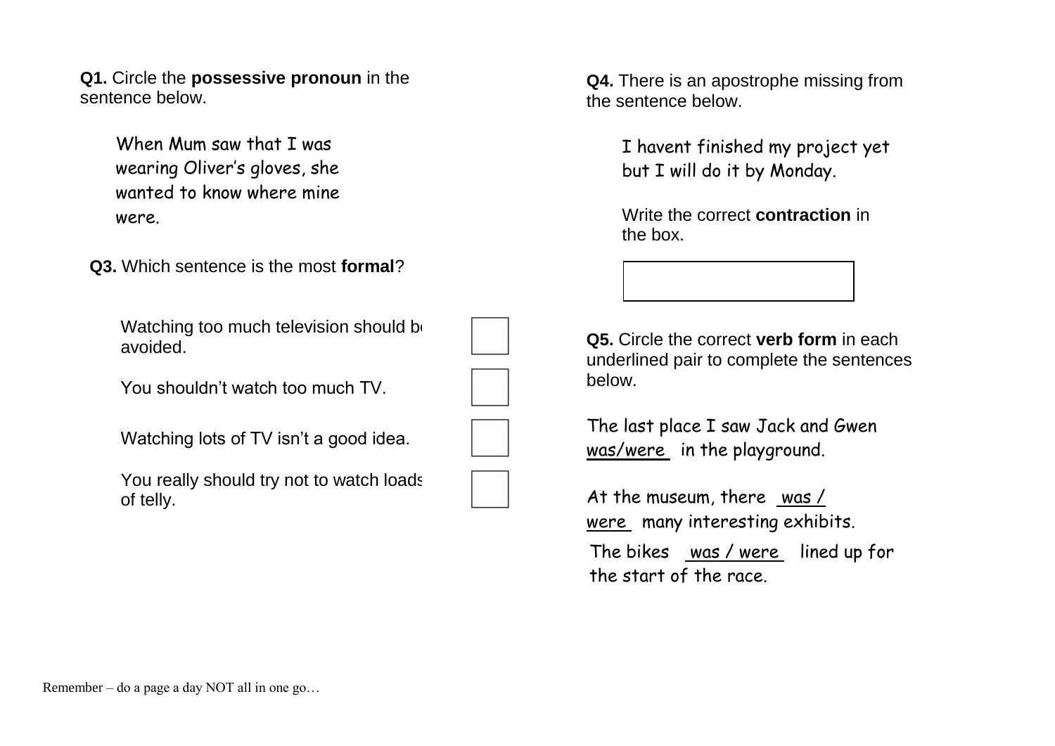**Q1.** Circle the **possessive pronoun** in the sentence below.

When Mum saw that I was wearing Oliver's gloves, she wanted to know where mine were.

**Q3.** Which sentence is the most **formal**?

Watching too much television should be avoided. ☐

You shouldn't watch too much TV. ☐

Watching lots of TV isn't a good idea. ☐

You really should try not to watch loads of telly. ☐

**Q4.** There is an apostrophe missing from the sentence below.

I havent finished my project yet but I will do it by Monday.

Write the correct **contraction** in the box.

| |
|---|
| |

**Q5.** Circle the correct **verb form** in each underlined pair to complete the sentences below.

The last place I saw Jack and Gwen was/were in the playground.

At the museum, there was / were many interesting exhibits.

The bikes was / were lined up for the start of the race.

Remember – do a page a day NOT all in one go…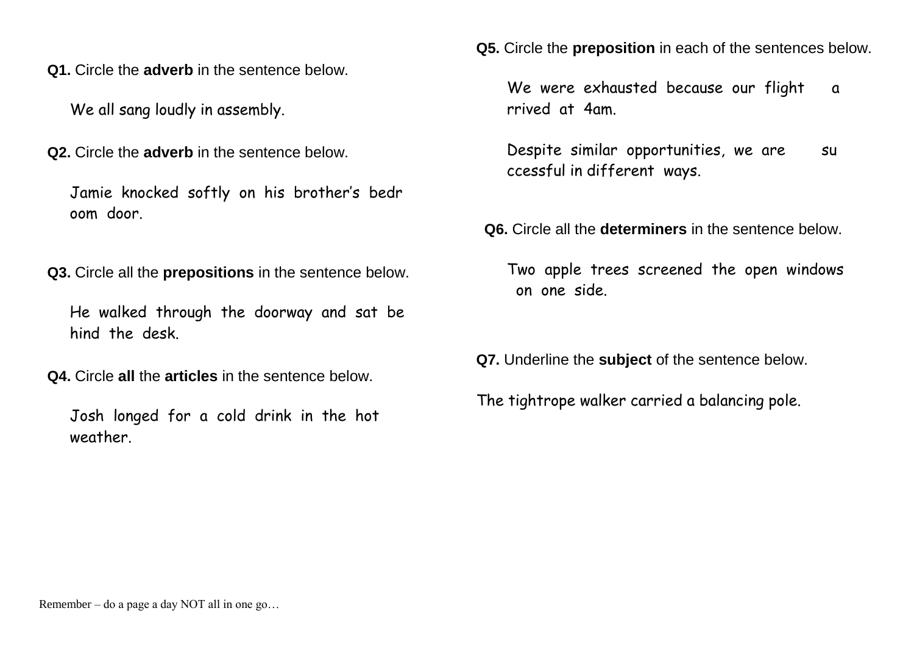**Q1.** Circle the **adverb** in the sentence below.

We all sang loudly in assembly.

**Q2.** Circle the **adverb** in the sentence below.

Jamie knocked softly on his brother's bedroom door.

**Q3.** Circle all the **prepositions** in the sentence below.

He walked through the doorway and sat behind the desk.

**Q4.** Circle **all** the **articles** in the sentence below.

Josh longed for a cold drink in the hot weather.

**Q5.** Circle the **preposition** in each of the sentences below.

We were exhausted because our flight arrived at 4am.

Despite similar opportunities, we are successful in different ways.

**Q6.** Circle all the **determiners** in the sentence below.

Two apple trees screened the open windows on one side.

**Q7.** Underline the **subject** of the sentence below.

The tightrope walker carried a balancing pole.

Remember – do a page a day NOT all in one go…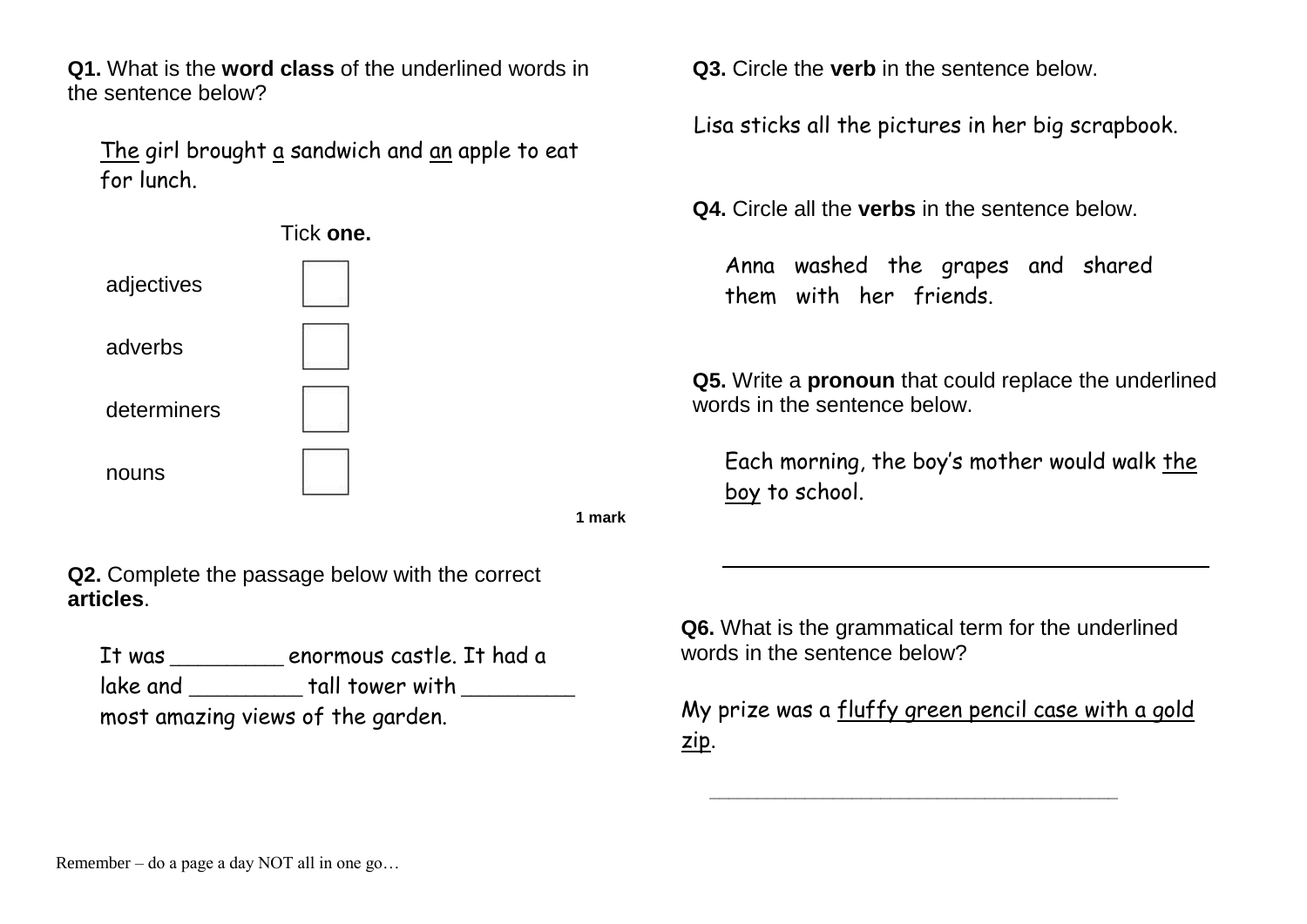**Q1.** What is the **word class** of the underlined words in the sentence below?

<u>The</u> girl brought <u>a</u> sandwich and <u>an</u> apple to eat for lunch.

Tick **one.**

| | |
|---|---|
| adjectives | ☐ |
| adverbs | ☐ |
| determiners | ☐ |
| nouns | ☐ |

**1 mark**

**Q2.** Complete the passage below with the correct **articles**.

It was _________ enormous castle. It had a lake and _________ tall tower with _________ most amazing views of the garden.

**Q3.** Circle the **verb** in the sentence below.

Lisa sticks all the pictures in her big scrapbook.

**Q4.** Circle all the **verbs** in the sentence below.

Anna washed the grapes and shared them with her friends.

**Q5.** Write a **pronoun** that could replace the underlined words in the sentence below.

Each morning, the boy's mother would walk <u>the boy</u> to school.

_______________________________________

**Q6.** What is the grammatical term for the underlined words in the sentence below?

My prize was a <u>fluffy green pencil case with a gold zip</u>.

_______________________________________

Remember – do a page a day NOT all in one go…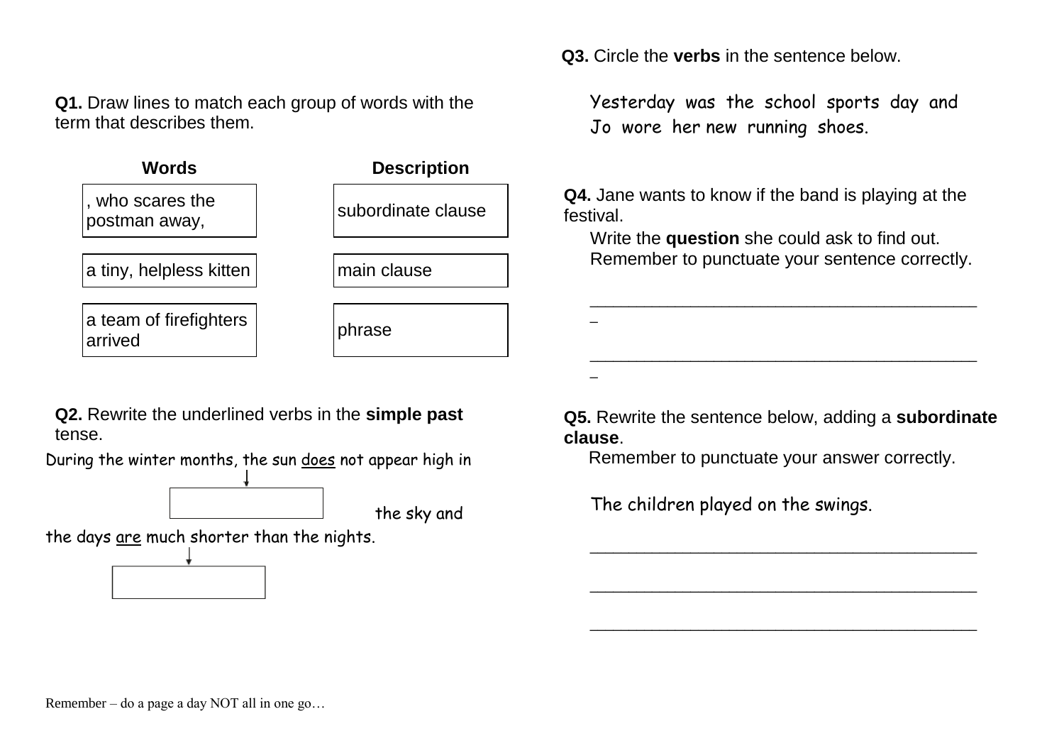**Q1.** Draw lines to match each group of words with the term that describes them.

| Words | Description |
|---|---|
| , who scares the postman away, | subordinate clause |
| a tiny, helpless kitten | main clause |
| a team of firefighters arrived | phrase |

**Q2.** Rewrite the underlined verbs in the **simple past** tense.

During the winter months, the sun does not appear high in the sky and the days are much shorter than the nights.

[ ] (does)

[ ] (are)

**Q3.** Circle the **verbs** in the sentence below.

Yesterday was the school sports day and Jo wore her new running shoes.

**Q4.** Jane wants to know if the band is playing at the festival.

Write the **question** she could ask to find out. Remember to punctuate your sentence correctly.

___________________________________________

___________________________________________

**Q5.** Rewrite the sentence below, adding a **subordinate clause**.

Remember to punctuate your answer correctly.

The children played on the swings.

___________________________________________

___________________________________________

___________________________________________

Remember – do a page a day NOT all in one go…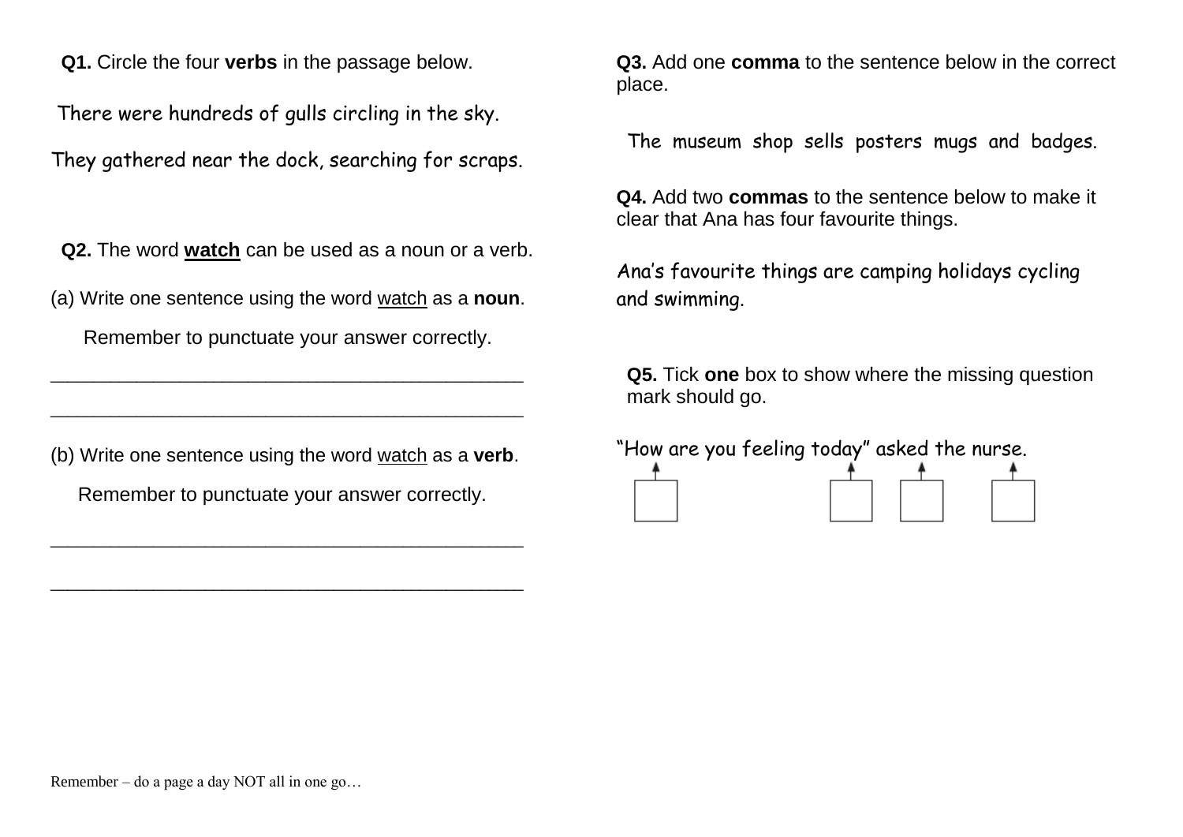**Q1.** Circle the four **verbs** in the passage below.

There were hundreds of gulls circling in the sky.

They gathered near the dock, searching for scraps.

**Q2.** The word **watch** can be used as a noun or a verb.

(a) Write one sentence using the word watch as a **noun**.

Remember to punctuate your answer correctly.

_____________________________________________

_____________________________________________

(b) Write one sentence using the word watch as a **verb**.

Remember to punctuate your answer correctly.

_____________________________________________

_____________________________________________

**Q3.** Add one **comma** to the sentence below in the correct place.

The museum shop sells posters mugs and badges.

**Q4.** Add two **commas** to the sentence below to make it clear that Ana has four favourite things.

Ana's favourite things are camping holidays cycling and swimming.

**Q5.** Tick **one** box to show where the missing question mark should go.

"How are you feeling today" asked the nurse.

☐ ☐ ☐ ☐

Remember – do a page a day NOT all in one go…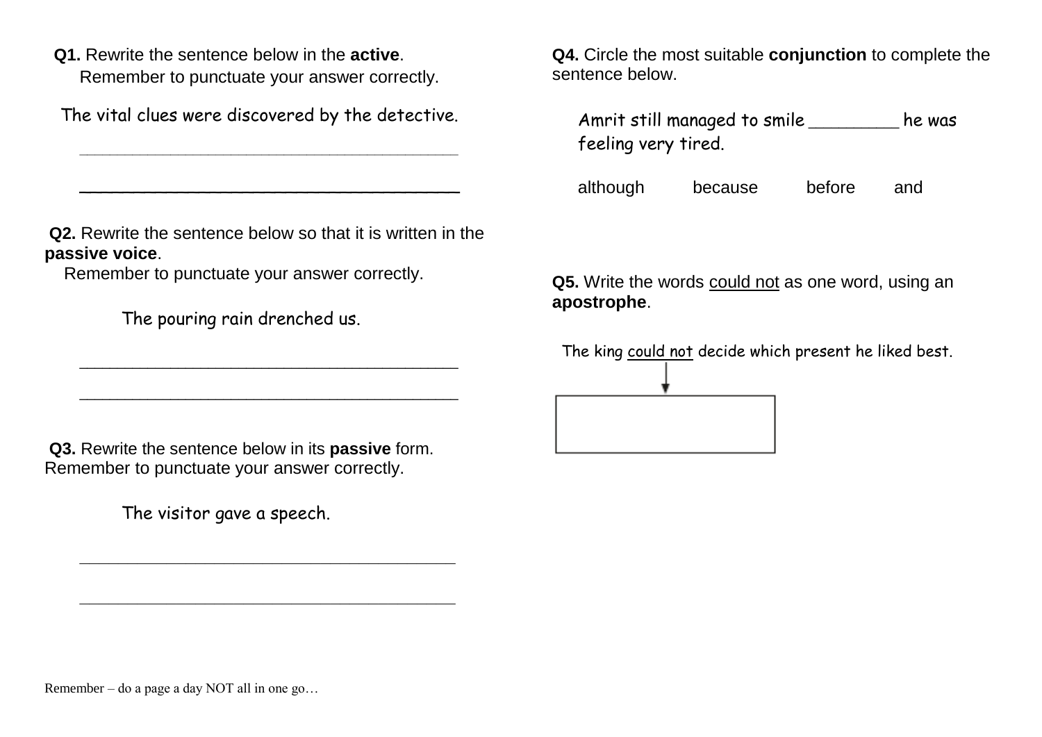**Q1.** Rewrite the sentence below in the **active**.
Remember to punctuate your answer correctly.

The vital clues were discovered by the detective.

___________________________________________

___________________________________________

**Q2.** Rewrite the sentence below so that it is written in the **passive voice**.
Remember to punctuate your answer correctly.

The pouring rain drenched us.

___________________________________________

___________________________________________

**Q3.** Rewrite the sentence below in its **passive** form.
Remember to punctuate your answer correctly.

The visitor gave a speech.

___________________________________________

___________________________________________

**Q4.** Circle the most suitable **conjunction** to complete the sentence below.

Amrit still managed to smile _________ he was feeling very tired.

although      because      before      and

**Q5.** Write the words could not as one word, using an **apostrophe**.

The king could not decide which present he liked best.

Remember – do a page a day NOT all in one go…